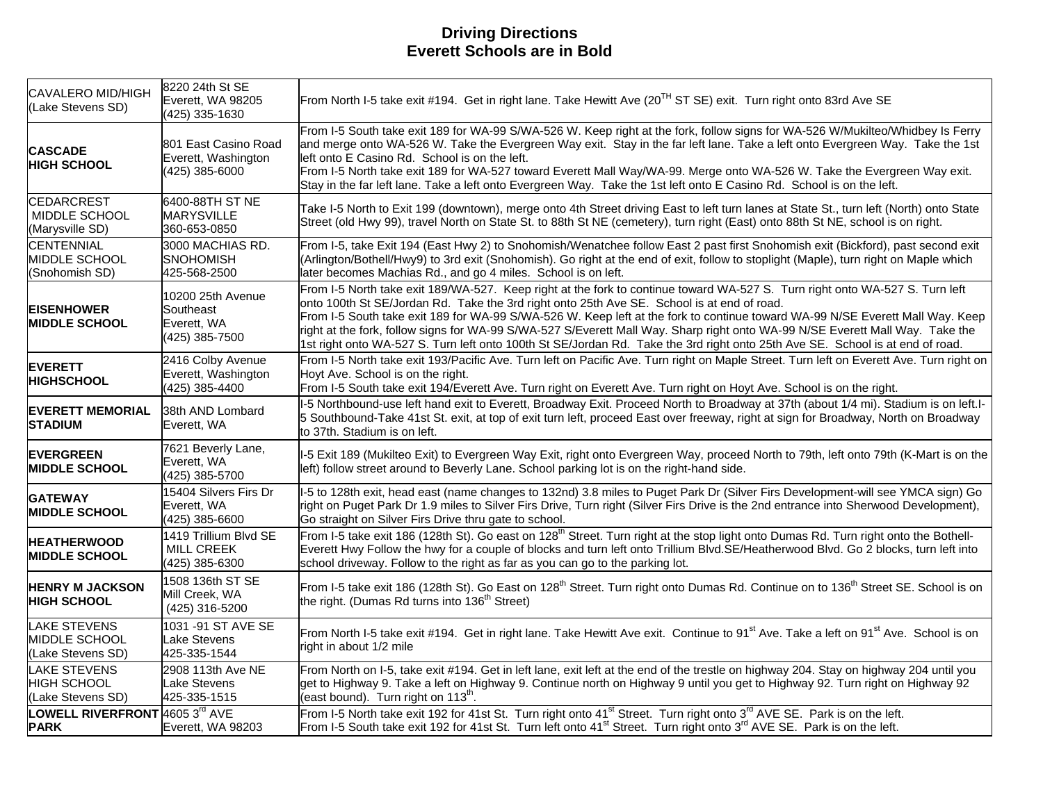# Driving Directions
## Everett Schools are in Bold

| | | |
|---|---|---|
| CAVALERO MID/HIGH (Lake Stevens SD) | 8220 24th St SE Everett, WA 98205 (425) 335-1630 | From North I-5 take exit #194. Get in right lane. Take Hewitt Ave (20TH ST SE) exit. Turn right onto 83rd Ave SE |
| **CASCADE HIGH SCHOOL** | 801 East Casino Road Everett, Washington (425) 385-6000 | From I-5 South take exit 189 for WA-99 S/WA-526 W. Keep right at the fork, follow signs for WA-526 W/Mukilteo/Whidbey Is Ferry and merge onto WA-526 W. Take the Evergreen Way exit. Stay in the far left lane. Take a left onto Evergreen Way. Take the 1st left onto E Casino Rd. School is on the left.<br>From I-5 North take exit 189 for WA-527 toward Everett Mall Way/WA-99. Merge onto WA-526 W. Take the Evergreen Way exit. Stay in the far left lane. Take a left onto Evergreen Way. Take the 1st left onto E Casino Rd. School is on the left. |
| CEDARCREST MIDDLE SCHOOL (Marysville SD) | 6400-88TH ST NE MARYSVILLE 360-653-0850 | Take I-5 North to Exit 199 (downtown), merge onto 4th Street driving East to left turn lanes at State St., turn left (North) onto State Street (old Hwy 99), travel North on State St. to 88th St NE (cemetery), turn right (East) onto 88th St NE, school is on right. |
| CENTENNIAL MIDDLE SCHOOL (Snohomish SD) | 3000 MACHIAS RD. SNOHOMISH 425-568-2500 | From I-5, take Exit 194 (East Hwy 2) to Snohomish/Wenatchee follow East 2 past first Snohomish exit (Bickford), past second exit (Arlington/Bothell/Hwy9) to 3rd exit (Snohomish). Go right at the end of exit, follow to stoplight (Maple), turn right on Maple which later becomes Machias Rd., and go 4 miles. School is on left. |
| **EISENHOWER MIDDLE SCHOOL** | 10200 25th Avenue Southeast Everett, WA (425) 385-7500 | From I-5 North take exit 189/WA-527. Keep right at the fork to continue toward WA-527 S. Turn right onto WA-527 S. Turn left onto 100th St SE/Jordan Rd. Take the 3rd right onto 25th Ave SE. School is at end of road.<br>From I-5 South take exit 189 for WA-99 S/WA-526 W. Keep left at the fork to continue toward WA-99 N/SE Everett Mall Way. Keep right at the fork, follow signs for WA-99 S/WA-527 S/Everett Mall Way. Sharp right onto WA-99 N/SE Everett Mall Way. Take the 1st right onto WA-527 S. Turn left onto 100th St SE/Jordan Rd. Take the 3rd right onto 25th Ave SE. School is at end of road. |
| **EVERETT HIGHSCHOOL** | 2416 Colby Avenue Everett, Washington (425) 385-4400 | From I-5 North take exit 193/Pacific Ave. Turn left on Pacific Ave. Turn right on Maple Street. Turn left on Everett Ave. Turn right on Hoyt Ave. School is on the right.<br>From I-5 South take exit 194/Everett Ave. Turn right on Everett Ave. Turn right on Hoyt Ave. School is on the right. |
| **EVERETT MEMORIAL STADIUM** | 38th AND Lombard Everett, WA | I-5 Northbound-use left hand exit to Everett, Broadway Exit. Proceed North to Broadway at 37th (about 1/4 mi). Stadium is on left.I-5 Southbound-Take 41st St. exit, at top of exit turn left, proceed East over freeway, right at sign for Broadway, North on Broadway to 37th. Stadium is on left. |
| **EVERGREEN MIDDLE SCHOOL** | 7621 Beverly Lane, Everett, WA (425) 385-5700 | I-5 Exit 189 (Mukilteo Exit) to Evergreen Way Exit, right onto Evergreen Way, proceed North to 79th, left onto 79th (K-Mart is on the left) follow street around to Beverly Lane. School parking lot is on the right-hand side. |
| **GATEWAY MIDDLE SCHOOL** | 15404 Silvers Firs Dr Everett, WA (425) 385-6600 | I-5 to 128th exit, head east (name changes to 132nd) 3.8 miles to Puget Park Dr (Silver Firs Development-will see YMCA sign) Go right on Puget Park Dr 1.9 miles to Silver Firs Drive, Turn right (Silver Firs Drive is the 2nd entrance into Sherwood Development), Go straight on Silver Firs Drive thru gate to school. |
| **HEATHERWOOD MIDDLE SCHOOL** | 1419 Trillium Blvd SE MILL CREEK (425) 385-6300 | From I-5 take exit 186 (128th St). Go east on 128th Street. Turn right at the stop light onto Dumas Rd. Turn right onto the Bothell-Everett Hwy Follow the hwy for a couple of blocks and turn left onto Trillium Blvd.SE/Heatherwood Blvd. Go 2 blocks, turn left into school driveway. Follow to the right as far as you can go to the parking lot. |
| **HENRY M JACKSON HIGH SCHOOL** | 1508 136th ST SE Mill Creek, WA (425) 316-5200 | From I-5 take exit 186 (128th St). Go East on 128th Street. Turn right onto Dumas Rd. Continue on to 136th Street SE. School is on the right. (Dumas Rd turns into 136th Street) |
| LAKE STEVENS MIDDLE SCHOOL (Lake Stevens SD) | 1031 -91 ST AVE SE Lake Stevens 425-335-1544 | From North I-5 take exit #194. Get in right lane. Take Hewitt Ave exit. Continue to 91st Ave. Take a left on 91st Ave. School is on right in about 1/2 mile |
| LAKE STEVENS HIGH SCHOOL (Lake Stevens SD) | 2908 113th Ave NE Lake Stevens 425-335-1515 | From North on I-5, take exit #194. Get in left lane, exit left at the end of the trestle on highway 204. Stay on highway 204 until you get to Highway 9. Take a left on Highway 9. Continue north on Highway 9 until you get to Highway 92. Turn right on Highway 92 (east bound). Turn right on 113th. |
| **LOWELL RIVERFRONT PARK** | 4605 3rd AVE Everett, WA 98203 | From I-5 North take exit 192 for 41st St. Turn right onto 41st Street. Turn right onto 3rd AVE SE. Park is on the left.<br>From I-5 South take exit 192 for 41st St. Turn left onto 41st Street. Turn right onto 3rd AVE SE. Park is on the left. |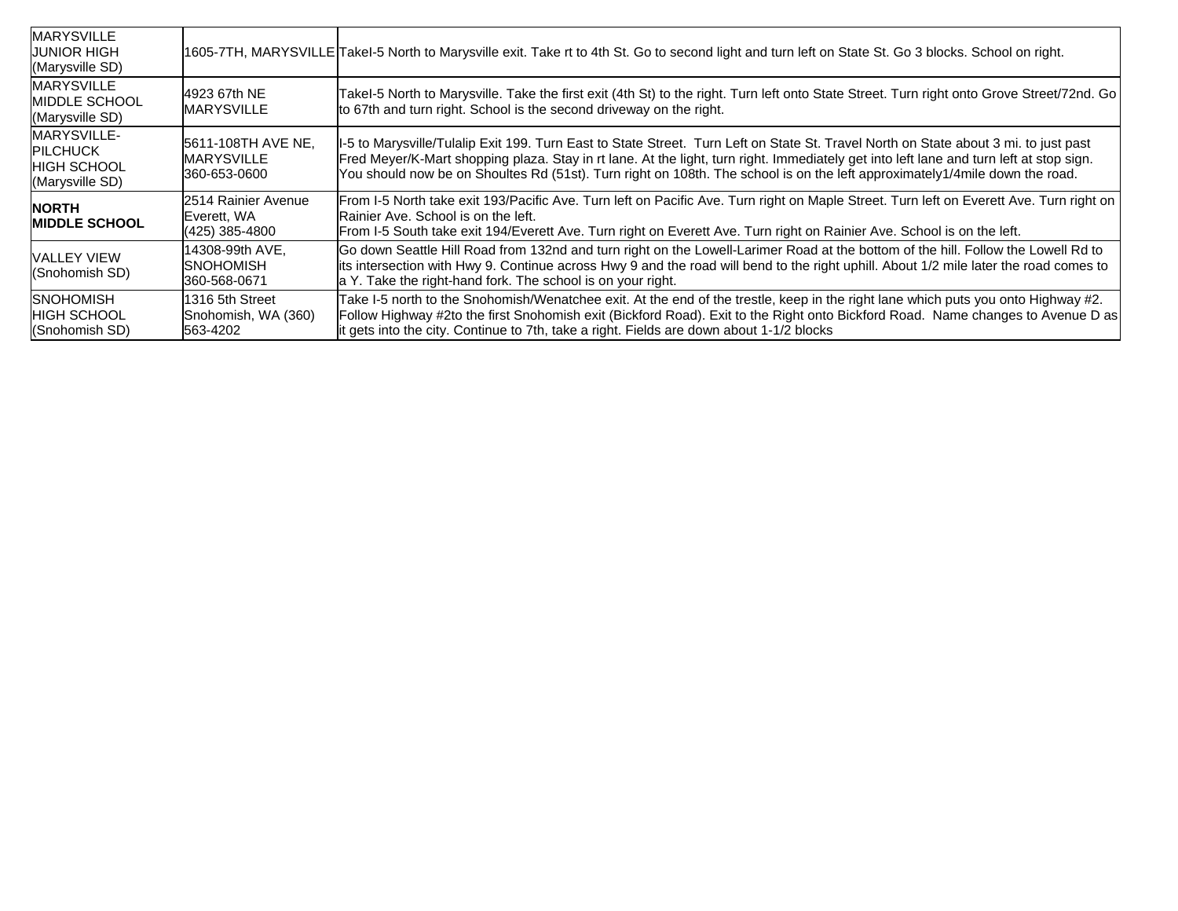| | | |
|---|---|---|
| MARYSVILLE JUNIOR HIGH (Marysville SD) | 1605-7TH, MARYSVILLE | TakeI-5 North to Marysville exit. Take rt to 4th St. Go to second light and turn left on State St. Go 3 blocks. School on right. |
| MARYSVILLE MIDDLE SCHOOL (Marysville SD) | 4923 67th NE MARYSVILLE | TakeI-5 North to Marysville. Take the first exit (4th St) to the right. Turn left onto State Street. Turn right onto Grove Street/72nd. Go to 67th and turn right. School is the second driveway on the right. |
| MARYSVILLE-PILCHUCK HIGH SCHOOL (Marysville SD) | 5611-108TH AVE NE, MARYSVILLE 360-653-0600 | I-5 to Marysville/Tulalip Exit 199. Turn East to State Street. Turn Left on State St. Travel North on State about 3 mi. to just past Fred Meyer/K-Mart shopping plaza. Stay in rt lane. At the light, turn right. Immediately get into left lane and turn left at stop sign. You should now be on Shoultes Rd (51st). Turn right on 108th. The school is on the left approximately1/4mile down the road. |
| **NORTH MIDDLE SCHOOL** | 2514 Rainier Avenue Everett, WA (425) 385-4800 | From I-5 North take exit 193/Pacific Ave. Turn left on Pacific Ave. Turn right on Maple Street. Turn left on Everett Ave. Turn right on Rainier Ave. School is on the left.<br>From I-5 South take exit 194/Everett Ave. Turn right on Everett Ave. Turn right on Rainier Ave. School is on the left. |
| VALLEY VIEW (Snohomish SD) | 14308-99th AVE, SNOHOMISH 360-568-0671 | Go down Seattle Hill Road from 132nd and turn right on the Lowell-Larimer Road at the bottom of the hill. Follow the Lowell Rd to its intersection with Hwy 9. Continue across Hwy 9 and the road will bend to the right uphill. About 1/2 mile later the road comes to a Y. Take the right-hand fork. The school is on your right. |
| SNOHOMISH HIGH SCHOOL (Snohomish SD) | 1316 5th Street Snohomish, WA (360) 563-4202 | Take I-5 north to the Snohomish/Wenatchee exit. At the end of the trestle, keep in the right lane which puts you onto Highway #2. Follow Highway #2to the first Snohomish exit (Bickford Road). Exit to the Right onto Bickford Road. Name changes to Avenue D as it gets into the city. Continue to 7th, take a right. Fields are down about 1-1/2 blocks |